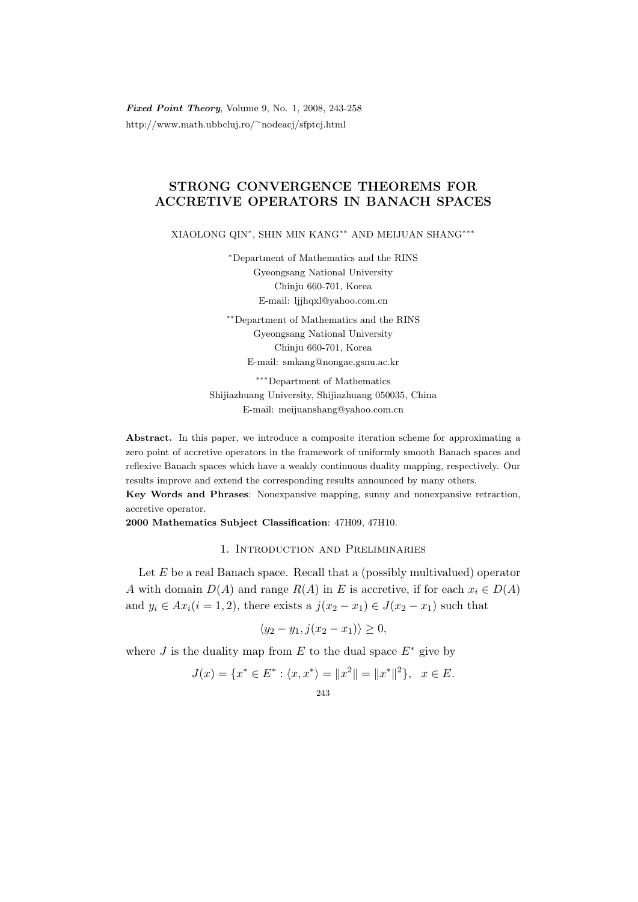*Fixed Point Theory*, Volume 9, No. 1, 2008, 243-258
http://www.math.ubbcluj.ro/~nodeacj/sfptcj.html

# STRONG CONVERGENCE THEOREMS FOR ACCRETIVE OPERATORS IN BANACH SPACES

XIAOLONG QIN*, SHIN MIN KANG** AND MEIJUAN SHANG***

*Department of Mathematics and the RINS
Gyeongsang National University
Chinju 660-701, Korea
E-mail: ljjhqxl@yahoo.com.cn

**Department of Mathematics and the RINS
Gyeongsang National University
Chinju 660-701, Korea
E-mail: smkang@nongae.gsnu.ac.kr

***Department of Mathematics
Shijiazhuang University, Shijiazhuang 050035, China
E-mail: meijuanshang@yahoo.com.cn

**Abstract.** In this paper, we introduce a composite iteration scheme for approximating a zero point of accretive operators in the framework of uniformly smooth Banach spaces and reflexive Banach spaces which have a weakly continuous duality mapping, respectively. Our results improve and extend the corresponding results announced by many others.

**Key Words and Phrases**: Nonexpansive mapping, sunny and nonexpansive retraction, accretive operator.

**2000 Mathematics Subject Classification**: 47H09, 47H10.

## 1. Introduction and Preliminaries

Let $E$ be a real Banach space. Recall that a (possibly multivalued) operator $A$ with domain $D(A)$ and range $R(A)$ in $E$ is accretive, if for each $x_i \in D(A)$ and $y_i \in Ax_i (i = 1, 2)$, there exists a $j(x_2 - x_1) \in J(x_2 - x_1)$ such that

$$\langle y_2 - y_1, j(x_2 - x_1) \rangle \geq 0,$$

where $J$ is the duality map from $E$ to the dual space $E^*$ give by

$$J(x) = \{x^* \in E^* : \langle x, x^* \rangle = \|x^2\| = \|x^*\|^2\}, \quad x \in E.$$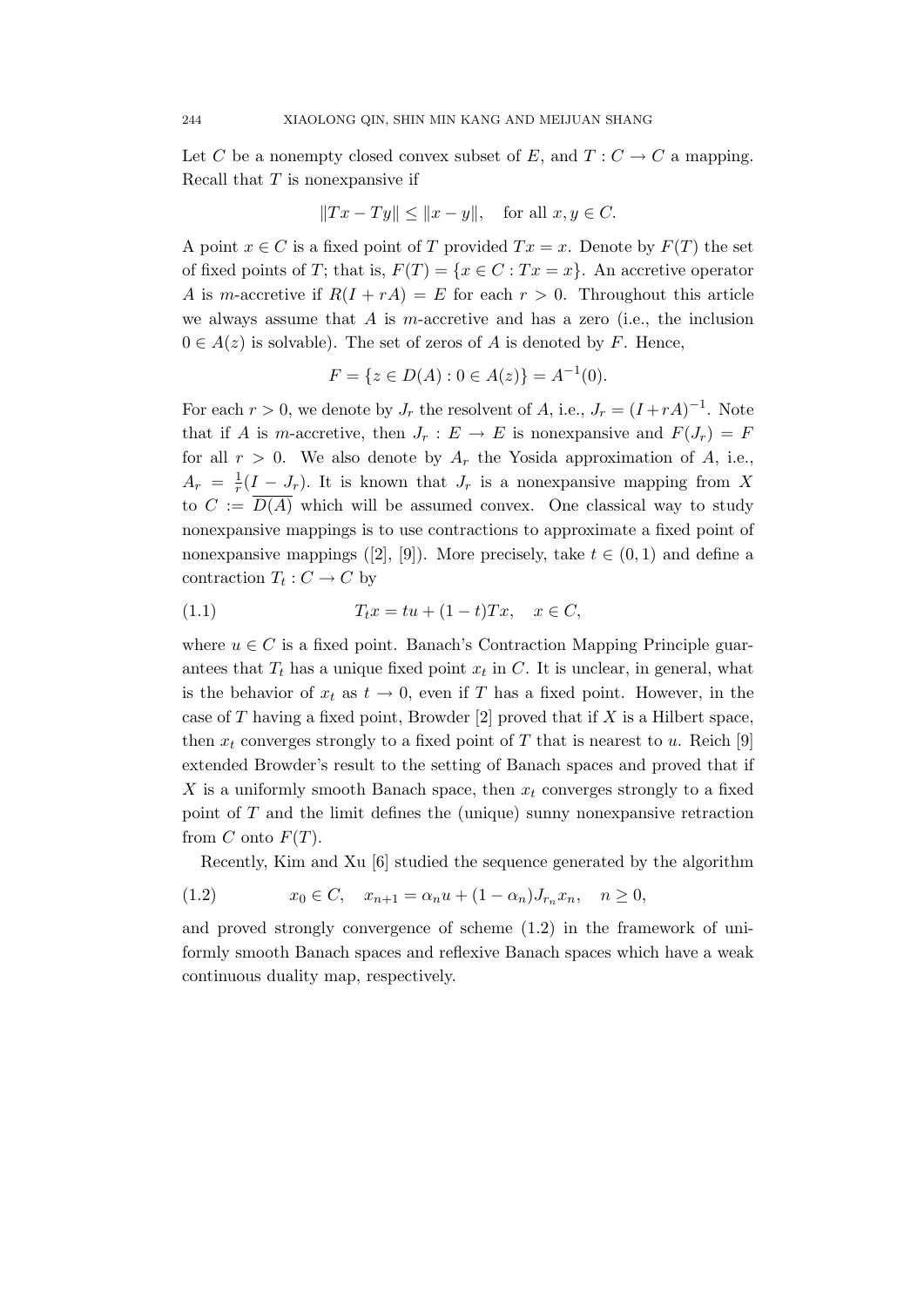Let $C$ be a nonempty closed convex subset of $E$, and $T : C \to C$ a mapping. Recall that $T$ is nonexpansive if

$$\|Tx - Ty\| \leq \|x - y\|, \quad \text{for all } x, y \in C.$$

A point $x \in C$ is a fixed point of $T$ provided $Tx = x$. Denote by $F(T)$ the set of fixed points of $T$; that is, $F(T) = \{x \in C : Tx = x\}$. An accretive operator $A$ is $m$-accretive if $R(I + rA) = E$ for each $r > 0$. Throughout this article we always assume that $A$ is $m$-accretive and has a zero (i.e., the inclusion $0 \in A(z)$ is solvable). The set of zeros of $A$ is denoted by $F$. Hence,

$$F = \{z \in D(A) : 0 \in A(z)\} = A^{-1}(0).$$

For each $r > 0$, we denote by $J_r$ the resolvent of $A$, i.e., $J_r = (I + rA)^{-1}$. Note that if $A$ is $m$-accretive, then $J_r : E \to E$ is nonexpansive and $F(J_r) = F$ for all $r > 0$. We also denote by $A_r$ the Yosida approximation of $A$, i.e., $A_r = \frac{1}{r}(I - J_r)$. It is known that $J_r$ is a nonexpansive mapping from $X$ to $C := \overline{D(A)}$ which will be assumed convex. One classical way to study nonexpansive mappings is to use contractions to approximate a fixed point of nonexpansive mappings ([2], [9]). More precisely, take $t \in (0, 1)$ and define a contraction $T_t : C \to C$ by

$$T_t x = tu + (1 - t)Tx, \quad x \in C, \tag{1.1}$$

where $u \in C$ is a fixed point. Banach's Contraction Mapping Principle guarantees that $T_t$ has a unique fixed point $x_t$ in $C$. It is unclear, in general, what is the behavior of $x_t$ as $t \to 0$, even if $T$ has a fixed point. However, in the case of $T$ having a fixed point, Browder [2] proved that if $X$ is a Hilbert space, then $x_t$ converges strongly to a fixed point of $T$ that is nearest to $u$. Reich [9] extended Browder's result to the setting of Banach spaces and proved that if $X$ is a uniformly smooth Banach space, then $x_t$ converges strongly to a fixed point of $T$ and the limit defines the (unique) sunny nonexpansive retraction from $C$ onto $F(T)$.

Recently, Kim and Xu [6] studied the sequence generated by the algorithm

$$x_0 \in C, \quad x_{n+1} = \alpha_n u + (1 - \alpha_n) J_{r_n} x_n, \quad n \geq 0, \tag{1.2}$$

and proved strongly convergence of scheme (1.2) in the framework of uniformly smooth Banach spaces and reflexive Banach spaces which have a weak continuous duality map, respectively.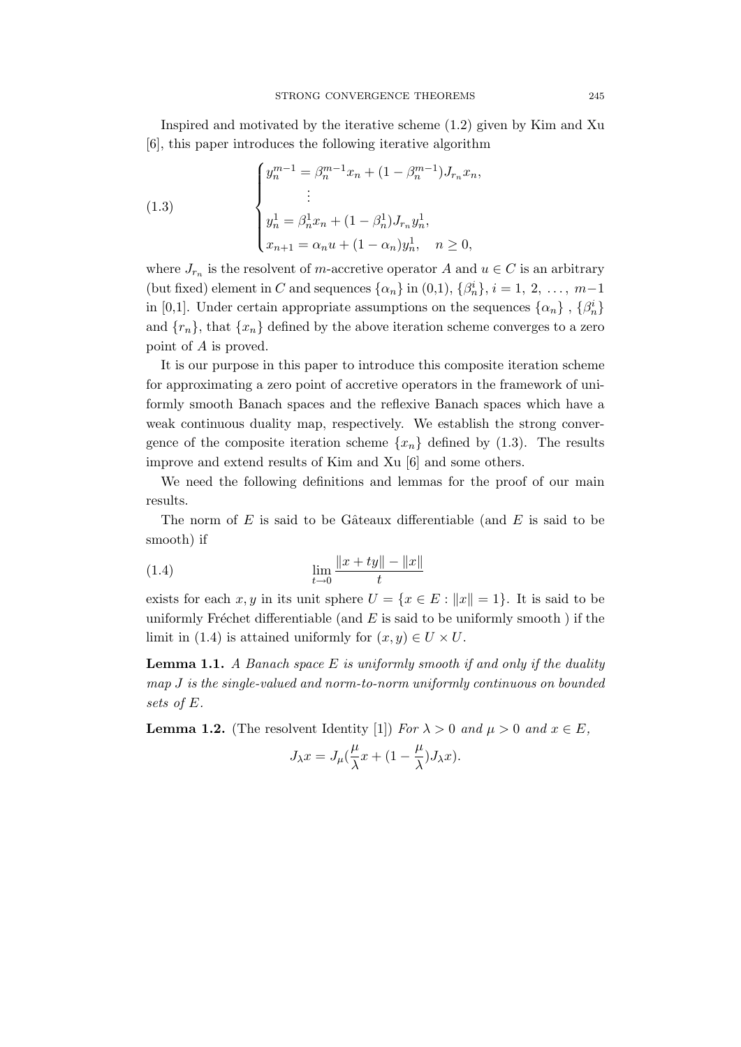Inspired and motivated by the iterative scheme (1.2) given by Kim and Xu [6], this paper introduces the following iterative algorithm

$$
\begin{cases}
y_n^{m-1} = \beta_n^{m-1} x_n + (1-\beta_n^{m-1}) J_{r_n} x_n, \\
\qquad \vdots \\
y_n^1 = \beta_n^1 x_n + (1-\beta_n^1) J_{r_n} y_n^1, \\
x_{n+1} = \alpha_n u + (1-\alpha_n) y_n^1, \quad n \geq 0,
\end{cases}
\tag{1.3}
$$

where $J_{r_n}$ is the resolvent of $m$-accretive operator $A$ and $u \in C$ is an arbitrary (but fixed) element in $C$ and sequences $\{\alpha_n\}$ in (0,1), $\{\beta_n^i\}$, $i = 1, 2, \ldots, m-1$ in [0,1]. Under certain appropriate assumptions on the sequences $\{\alpha_n\}$ , $\{\beta_n^i\}$ and $\{r_n\}$, that $\{x_n\}$ defined by the above iteration scheme converges to a zero point of $A$ is proved.

It is our purpose in this paper to introduce this composite iteration scheme for approximating a zero point of accretive operators in the framework of uniformly smooth Banach spaces and the reflexive Banach spaces which have a weak continuous duality map, respectively. We establish the strong convergence of the composite iteration scheme $\{x_n\}$ defined by (1.3). The results improve and extend results of Kim and Xu [6] and some others.

We need the following definitions and lemmas for the proof of our main results.

The norm of $E$ is said to be Gâteaux differentiable (and $E$ is said to be smooth) if

$$
\lim_{t \to 0} \frac{\|x + ty\| - \|x\|}{t}
\tag{1.4}
$$

exists for each $x, y$ in its unit sphere $U = \{x \in E : \|x\| = 1\}$. It is said to be uniformly Fréchet differentiable (and $E$ is said to be uniformly smooth ) if the limit in (1.4) is attained uniformly for $(x, y) \in U \times U$.

**Lemma 1.1.** *A Banach space $E$ is uniformly smooth if and only if the duality map $J$ is the single-valued and norm-to-norm uniformly continuous on bounded sets of $E$.*

**Lemma 1.2.** (The resolvent Identity [1]) *For $\lambda > 0$ and $\mu > 0$ and $x \in E$,*

$$
J_\lambda x = J_\mu\left(\frac{\mu}{\lambda} x + \left(1 - \frac{\mu}{\lambda}\right) J_\lambda x\right).
$$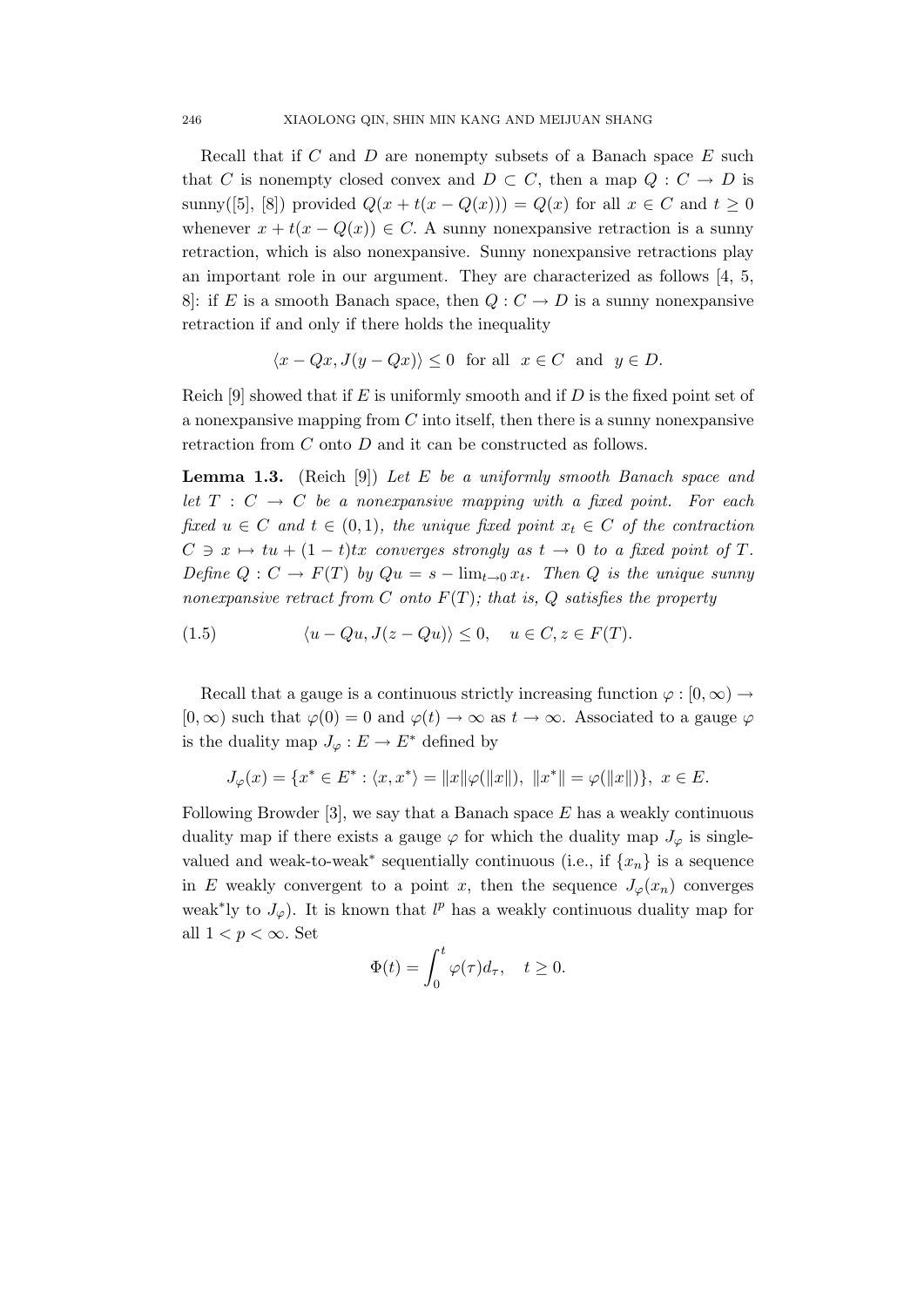Recall that if $C$ and $D$ are nonempty subsets of a Banach space $E$ such that $C$ is nonempty closed convex and $D \subset C$, then a map $Q : C \to D$ is sunny([5], [8]) provided $Q(x + t(x - Q(x))) = Q(x)$ for all $x \in C$ and $t \geq 0$ whenever $x + t(x - Q(x)) \in C$. A sunny nonexpansive retraction is a sunny retraction, which is also nonexpansive. Sunny nonexpansive retractions play an important role in our argument. They are characterized as follows [4, 5, 8]: if $E$ is a smooth Banach space, then $Q : C \to D$ is a sunny nonexpansive retraction if and only if there holds the inequality

$$\langle x - Qx, J(y - Qx)\rangle \leq 0 \quad \text{for all} \quad x \in C \quad \text{and} \quad y \in D.$$

Reich [9] showed that if $E$ is uniformly smooth and if $D$ is the fixed point set of a nonexpansive mapping from $C$ into itself, then there is a sunny nonexpansive retraction from $C$ onto $D$ and it can be constructed as follows.

**Lemma 1.3.** (Reich [9]) *Let $E$ be a uniformly smooth Banach space and let $T : C \to C$ be a nonexpansive mapping with a fixed point. For each fixed $u \in C$ and $t \in (0, 1)$, the unique fixed point $x_t \in C$ of the contraction $C \ni x \mapsto tu + (1 - t)tx$ converges strongly as $t \to 0$ to a fixed point of $T$. Define $Q : C \to F(T)$ by $Qu = s - \lim_{t\to 0} x_t$. Then $Q$ is the unique sunny nonexpansive retract from $C$ onto $F(T)$; that is, $Q$ satisfies the property*

$$\langle u - Qu, J(z - Qu)\rangle \leq 0, \quad u \in C, z \in F(T). \tag{1.5}$$

Recall that a gauge is a continuous strictly increasing function $\varphi : [0, \infty) \to [0, \infty)$ such that $\varphi(0) = 0$ and $\varphi(t) \to \infty$ as $t \to \infty$. Associated to a gauge $\varphi$ is the duality map $J_\varphi : E \to E^*$ defined by

$$J_\varphi(x) = \{x^* \in E^* : \langle x, x^*\rangle = \|x\|\varphi(\|x\|),\ \|x^*\| = \varphi(\|x\|)\},\ x \in E.$$

Following Browder [3], we say that a Banach space $E$ has a weakly continuous duality map if there exists a gauge $\varphi$ for which the duality map $J_\varphi$ is single-valued and weak-to-weak$^*$ sequentially continuous (i.e., if $\{x_n\}$ is a sequence in $E$ weakly convergent to a point $x$, then the sequence $J_\varphi(x_n)$ converges weak$^*$ly to $J_\varphi$). It is known that $l^p$ has a weakly continuous duality map for all $1 < p < \infty$. Set

$$\Phi(t) = \int_0^t \varphi(\tau)d_\tau, \quad t \geq 0.$$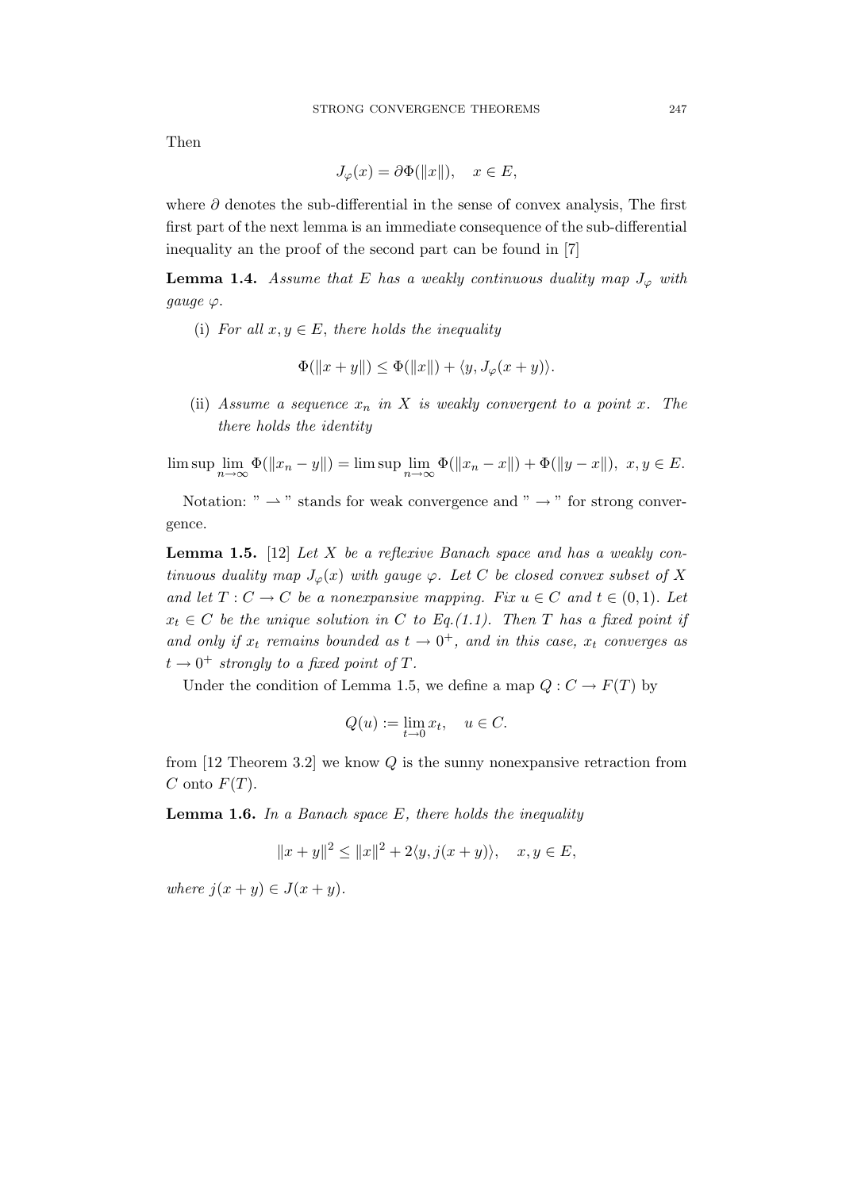Then

$$J_\varphi(x) = \partial \Phi(\|x\|), \quad x \in E,$$

where $\partial$ denotes the sub-differential in the sense of convex analysis, The first first part of the next lemma is an immediate consequence of the sub-differential inequality an the proof of the second part can be found in [7]

**Lemma 1.4.** *Assume that $E$ has a weakly continuous duality map $J_\varphi$ with gauge $\varphi$.*

(i) *For all $x, y \in E$, there holds the inequality*

$$\Phi(\|x + y\|) \leq \Phi(\|x\|) + \langle y, J_\varphi(x + y)\rangle.$$

(ii) *Assume a sequence $x_n$ in $X$ is weakly convergent to a point $x$. The there holds the identity*

$$\limsup \lim_{n\to\infty} \Phi(\|x_n - y\|) = \limsup \lim_{n\to\infty} \Phi(\|x_n - x\|) + \Phi(\|y - x\|),\ x, y \in E.$$

Notation: " $\rightharpoonup$ " stands for weak convergence and " $\to$ " for strong convergence.

**Lemma 1.5.** [12] *Let $X$ be a reflexive Banach space and has a weakly continuous duality map $J_\varphi(x)$ with gauge $\varphi$. Let $C$ be closed convex subset of $X$ and let $T : C \to C$ be a nonexpansive mapping. Fix $u \in C$ and $t \in (0, 1)$. Let $x_t \in C$ be the unique solution in $C$ to Eq.(1.1). Then $T$ has a fixed point if and only if $x_t$ remains bounded as $t \to 0^+$, and in this case, $x_t$ converges as $t \to 0^+$ strongly to a fixed point of $T$.*

Under the condition of Lemma 1.5, we define a map $Q : C \to F(T)$ by

$$Q(u) := \lim_{t\to 0} x_t, \quad u \in C.$$

from [12 Theorem 3.2] we know $Q$ is the sunny nonexpansive retraction from $C$ onto $F(T)$.

**Lemma 1.6.** *In a Banach space $E$, there holds the inequality*

$$\|x + y\|^2 \leq \|x\|^2 + 2\langle y, j(x + y)\rangle, \quad x, y \in E,$$

*where $j(x + y) \in J(x + y)$.*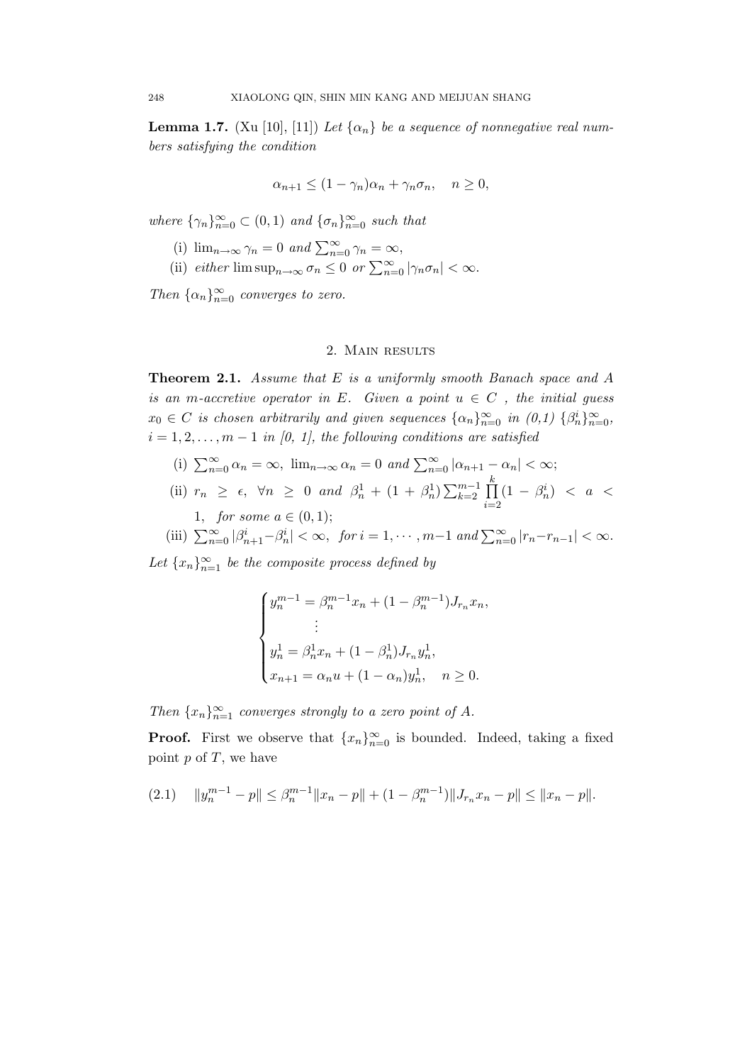**Lemma 1.7.** (Xu [10], [11]) *Let $\{\alpha_n\}$ be a sequence of nonnegative real numbers satisfying the condition*

$$\alpha_{n+1} \leq (1 - \gamma_n)\alpha_n + \gamma_n \sigma_n, \quad n \geq 0,$$

*where $\{\gamma_n\}_{n=0}^{\infty} \subset (0, 1)$ and $\{\sigma_n\}_{n=0}^{\infty}$ such that*

(i) $\lim_{n\to\infty} \gamma_n = 0$ *and* $\sum_{n=0}^{\infty} \gamma_n = \infty$,

(ii) *either* $\limsup_{n\to\infty} \sigma_n \leq 0$ *or* $\sum_{n=0}^{\infty} |\gamma_n \sigma_n| < \infty$.

*Then $\{\alpha_n\}_{n=0}^{\infty}$ converges to zero.*

## 2. Main results

**Theorem 2.1.** *Assume that $E$ is a uniformly smooth Banach space and $A$ is an $m$-accretive operator in $E$. Given a point $u \in C$ , the initial guess $x_0 \in C$ is chosen arbitrarily and given sequences $\{\alpha_n\}_{n=0}^{\infty}$ in (0,1) $\{\beta_n^i\}_{n=0}^{\infty}$, $i = 1, 2, \ldots, m-1$ in [0, 1], the following conditions are satisfied*

(i) $\sum_{n=0}^{\infty} \alpha_n = \infty,\ \lim_{n\to\infty} \alpha_n = 0$ *and* $\sum_{n=0}^{\infty} |\alpha_{n+1} - \alpha_n| < \infty$;

(ii) $r_n \geq \epsilon,\ \forall n \geq 0$ *and* $\beta_n^1 + (1 + \beta_n^1) \sum_{k=2}^{m-1} \prod_{i=2}^{k} (1 - \beta_n^i) < a < 1$, *for some* $a \in (0, 1)$;

(iii) $\sum_{n=0}^{\infty} |\beta_{n+1}^i - \beta_n^i| < \infty$, *for* $i = 1, \cdots, m-1$ *and* $\sum_{n=0}^{\infty} |r_n - r_{n-1}| < \infty$.

*Let $\{x_n\}_{n=1}^{\infty}$ be the composite process defined by*

$$\begin{cases} y_n^{m-1} = \beta_n^{m-1} x_n + (1 - \beta_n^{m-1}) J_{r_n} x_n, \\ \qquad \vdots \\ y_n^1 = \beta_n^1 x_n + (1 - \beta_n^1) J_{r_n} y_n^1, \\ x_{n+1} = \alpha_n u + (1 - \alpha_n) y_n^1, \quad n \geq 0. \end{cases}$$

*Then $\{x_n\}_{n=1}^{\infty}$ converges strongly to a zero point of $A$.*

**Proof.** First we observe that $\{x_n\}_{n=0}^{\infty}$ is bounded. Indeed, taking a fixed point $p$ of $T$, we have

$$\|y_n^{m-1} - p\| \leq \beta_n^{m-1} \|x_n - p\| + (1 - \beta_n^{m-1}) \|J_{r_n} x_n - p\| \leq \|x_n - p\|. \tag{2.1}$$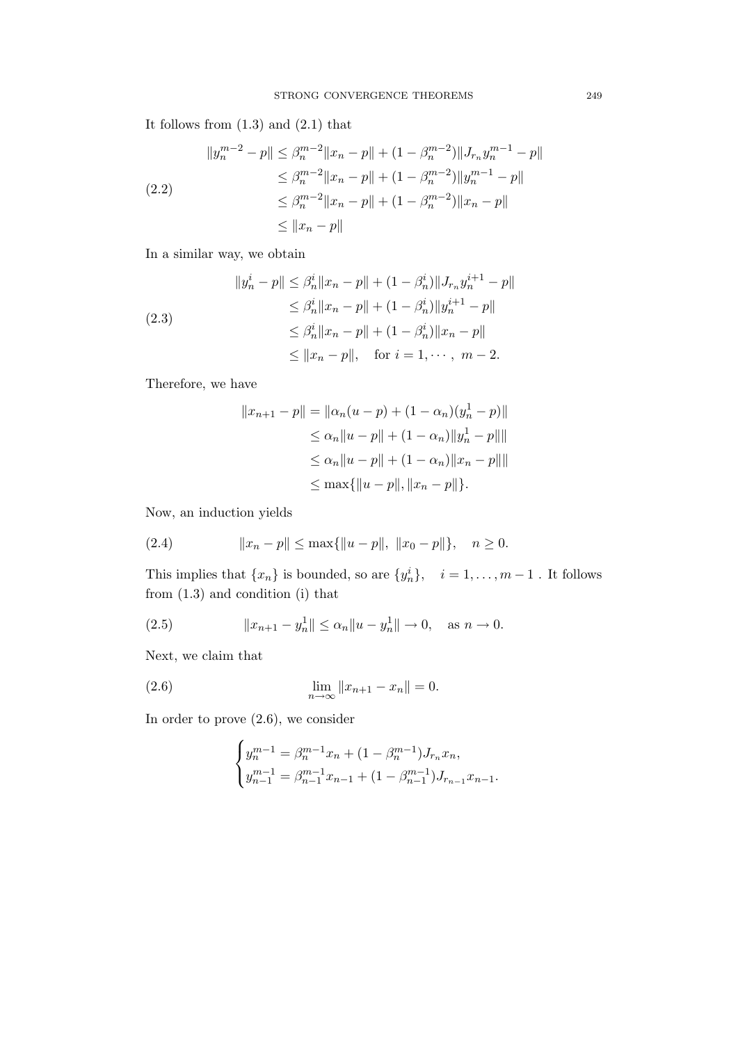It follows from (1.3) and (2.1) that

$$
\begin{aligned}
\|y_n^{m-2} - p\| &\le \beta_n^{m-2}\|x_n - p\| + (1-\beta_n^{m-2})\|J_{r_n}y_n^{m-1} - p\| \\
&\le \beta_n^{m-2}\|x_n - p\| + (1-\beta_n^{m-2})\|y_n^{m-1} - p\| \\
&\le \beta_n^{m-2}\|x_n - p\| + (1-\beta_n^{m-2})\|x_n - p\| \\
&\le \|x_n - p\|
\end{aligned}
\tag{2.2}
$$

In a similar way, we obtain

$$
\begin{aligned}
\|y_n^{i} - p\| &\le \beta_n^{i}\|x_n - p\| + (1-\beta_n^{i})\|J_{r_n}y_n^{i+1} - p\| \\
&\le \beta_n^{i}\|x_n - p\| + (1-\beta_n^{i})\|y_n^{i+1} - p\| \\
&\le \beta_n^{i}\|x_n - p\| + (1-\beta_n^{i})\|x_n - p\| \\
&\le \|x_n - p\|, \quad \text{for } i = 1, \cdots, m-2.
\end{aligned}
\tag{2.3}
$$

Therefore, we have

$$
\begin{aligned}
\|x_{n+1} - p\| &= \|\alpha_n(u-p) + (1-\alpha_n)(y_n^1 - p)\| \\
&\le \alpha_n\|u-p\| + (1-\alpha_n)\|y_n^1 - p\|\| \\
&\le \alpha_n\|u-p\| + (1-\alpha_n)\|x_n - p\|\| \\
&\le \max\{\|u-p\|, \|x_n - p\|\}.
\end{aligned}
$$

Now, an induction yields

$$
\|x_n - p\| \le \max\{\|u-p\|, \ \|x_0 - p\|\}, \quad n \ge 0. \tag{2.4}
$$

This implies that $\{x_n\}$ is bounded, so are $\{y_n^i\}, \quad i = 1, \dots, m-1$ . It follows from (1.3) and condition (i) that

$$
\|x_{n+1} - y_n^1\| \le \alpha_n\|u - y_n^1\| \to 0, \quad \text{as } n \to 0. \tag{2.5}
$$

Next, we claim that

$$
\lim_{n\to\infty}\|x_{n+1} - x_n\| = 0. \tag{2.6}
$$

In order to prove (2.6), we consider

$$
\begin{cases}
y_n^{m-1} = \beta_n^{m-1}x_n + (1-\beta_n^{m-1})J_{r_n}x_n, \\
y_{n-1}^{m-1} = \beta_{n-1}^{m-1}x_{n-1} + (1-\beta_{n-1}^{m-1})J_{r_{n-1}}x_{n-1}.
\end{cases}
$$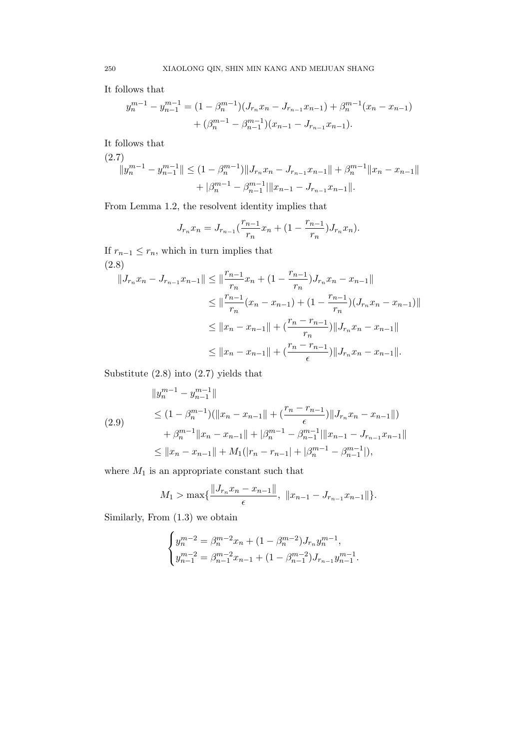It follows that

$$y_n^{m-1} - y_{n-1}^{m-1} = (1-\beta_n^{m-1})(J_{r_n}x_n - J_{r_{n-1}}x_{n-1}) + \beta_n^{m-1}(x_n - x_{n-1}) + (\beta_n^{m-1} - \beta_{n-1}^{m-1})(x_{n-1} - J_{r_{n-1}}x_{n-1}).$$

It follows that

$$\|y_n^{m-1} - y_{n-1}^{m-1}\| \leq (1-\beta_n^{m-1})\|J_{r_n}x_n - J_{r_{n-1}}x_{n-1}\| + \beta_n^{m-1}\|x_n - x_{n-1}\| + |\beta_n^{m-1} - \beta_{n-1}^{m-1}|\|x_{n-1} - J_{r_{n-1}}x_{n-1}\|. \tag{2.7}$$

From Lemma 1.2, the resolvent identity implies that

$$J_{r_n}x_n = J_{r_{n-1}}\left(\frac{r_{n-1}}{r_n}x_n + \left(1 - \frac{r_{n-1}}{r_n}\right)J_{r_n}x_n\right).$$

If $r_{n-1} \leq r_n$, which in turn implies that

$$\begin{aligned}
\|J_{r_n}x_n - J_{r_{n-1}}x_{n-1}\| &\leq \left\|\frac{r_{n-1}}{r_n}x_n + \left(1 - \frac{r_{n-1}}{r_n}\right)J_{r_n}x_n - x_{n-1}\right\| \\
&\leq \left\|\frac{r_{n-1}}{r_n}(x_n - x_{n-1}) + \left(1 - \frac{r_{n-1}}{r_n}\right)(J_{r_n}x_n - x_{n-1})\right\| \\
&\leq \|x_n - x_{n-1}\| + \left(\frac{r_n - r_{n-1}}{r_n}\right)\|J_{r_n}x_n - x_{n-1}\| \\
&\leq \|x_n - x_{n-1}\| + \left(\frac{r_n - r_{n-1}}{\epsilon}\right)\|J_{r_n}x_n - x_{n-1}\|.
\end{aligned} \tag{2.8}$$

Substitute (2.8) into (2.7) yields that

$$\begin{aligned}
&\|y_n^{m-1} - y_{n-1}^{m-1}\| \\
&\leq (1-\beta_n^{m-1})\left(\|x_n - x_{n-1}\| + \left(\frac{r_n - r_{n-1}}{\epsilon}\right)\|J_{r_n}x_n - x_{n-1}\|\right) \\
&\quad + \beta_n^{m-1}\|x_n - x_{n-1}\| + |\beta_n^{m-1} - \beta_{n-1}^{m-1}|\|x_{n-1} - J_{r_{n-1}}x_{n-1}\| \\
&\leq \|x_n - x_{n-1}\| + M_1(|r_n - r_{n-1}| + |\beta_n^{m-1} - \beta_{n-1}^{m-1}|),
\end{aligned} \tag{2.9}$$

where $M_1$ is an appropriate constant such that

$$M_1 > \max\left\{\frac{\|J_{r_n}x_n - x_{n-1}\|}{\epsilon},\ \|x_{n-1} - J_{r_{n-1}}x_{n-1}\|\right\}.$$

Similarly, From (1.3) we obtain

$$\begin{cases}
y_n^{m-2} = \beta_n^{m-2}x_n + (1-\beta_n^{m-2})J_{r_n}y_n^{m-1}, \\
y_{n-1}^{m-2} = \beta_{n-1}^{m-2}x_{n-1} + (1-\beta_{n-1}^{m-2})J_{r_{n-1}}y_{n-1}^{m-1}.
\end{cases}$$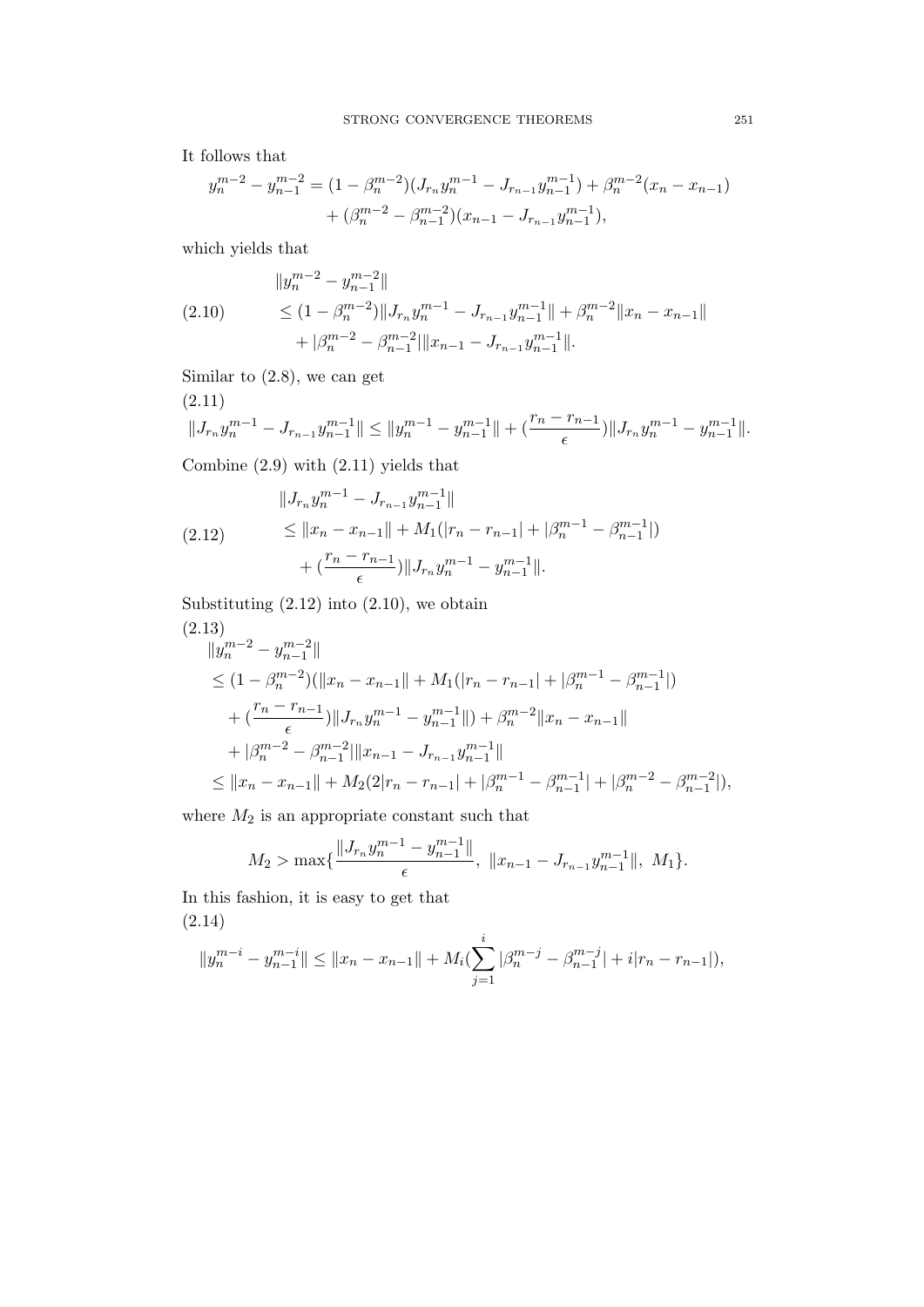It follows that

$$y_n^{m-2} - y_{n-1}^{m-2} = (1-\beta_n^{m-2})(J_{r_n} y_n^{m-1} - J_{r_{n-1}} y_{n-1}^{m-1}) + \beta_n^{m-2}(x_n - x_{n-1}) + (\beta_n^{m-2} - \beta_{n-1}^{m-2})(x_{n-1} - J_{r_{n-1}} y_{n-1}^{m-1}),$$

which yields that

$$\begin{aligned} &\|y_n^{m-2} - y_{n-1}^{m-2}\| \\ &\leq (1-\beta_n^{m-2})\|J_{r_n} y_n^{m-1} - J_{r_{n-1}} y_{n-1}^{m-1}\| + \beta_n^{m-2}\|x_n - x_{n-1}\| \\ &\quad + |\beta_n^{m-2} - \beta_{n-1}^{m-2}|\|x_{n-1} - J_{r_{n-1}} y_{n-1}^{m-1}\|. \end{aligned} \tag{2.10}$$

Similar to (2.8), we can get

$$\|J_{r_n} y_n^{m-1} - J_{r_{n-1}} y_{n-1}^{m-1}\| \leq \|y_n^{m-1} - y_{n-1}^{m-1}\| + (\frac{r_n - r_{n-1}}{\epsilon})\|J_{r_n} y_n^{m-1} - y_{n-1}^{m-1}\|. \tag{2.11}$$

Combine (2.9) with (2.11) yields that

$$\begin{aligned} &\|J_{r_n} y_n^{m-1} - J_{r_{n-1}} y_{n-1}^{m-1}\| \\ &\leq \|x_n - x_{n-1}\| + M_1(|r_n - r_{n-1}| + |\beta_n^{m-1} - \beta_{n-1}^{m-1}|) \\ &\quad + (\frac{r_n - r_{n-1}}{\epsilon})\|J_{r_n} y_n^{m-1} - y_{n-1}^{m-1}\|. \end{aligned} \tag{2.12}$$

Substituting (2.12) into (2.10), we obtain

$$\begin{aligned} &\|y_n^{m-2} - y_{n-1}^{m-2}\| \\ &\leq (1-\beta_n^{m-2})(\|x_n - x_{n-1}\| + M_1(|r_n - r_{n-1}| + |\beta_n^{m-1} - \beta_{n-1}^{m-1}|) \\ &\quad + (\frac{r_n - r_{n-1}}{\epsilon})\|J_{r_n} y_n^{m-1} - y_{n-1}^{m-1}\|) + \beta_n^{m-2}\|x_n - x_{n-1}\| \\ &\quad + |\beta_n^{m-2} - \beta_{n-1}^{m-2}|\|x_{n-1} - J_{r_{n-1}} y_{n-1}^{m-1}\| \\ &\leq \|x_n - x_{n-1}\| + M_2(2|r_n - r_{n-1}| + |\beta_n^{m-1} - \beta_{n-1}^{m-1}| + |\beta_n^{m-2} - \beta_{n-1}^{m-2}|), \end{aligned} \tag{2.13}$$

where $M_2$ is an appropriate constant such that

$$M_2 > \max\{\frac{\|J_{r_n} y_n^{m-1} - y_{n-1}^{m-1}\|}{\epsilon},\ \|x_{n-1} - J_{r_{n-1}} y_{n-1}^{m-1}\|,\ M_1\}.$$

In this fashion, it is easy to get that

$$\|y_n^{m-i} - y_{n-1}^{m-i}\| \leq \|x_n - x_{n-1}\| + M_i(\sum_{j=1}^{i} |\beta_n^{m-j} - \beta_{n-1}^{m-j}| + i|r_n - r_{n-1}|), \tag{2.14}$$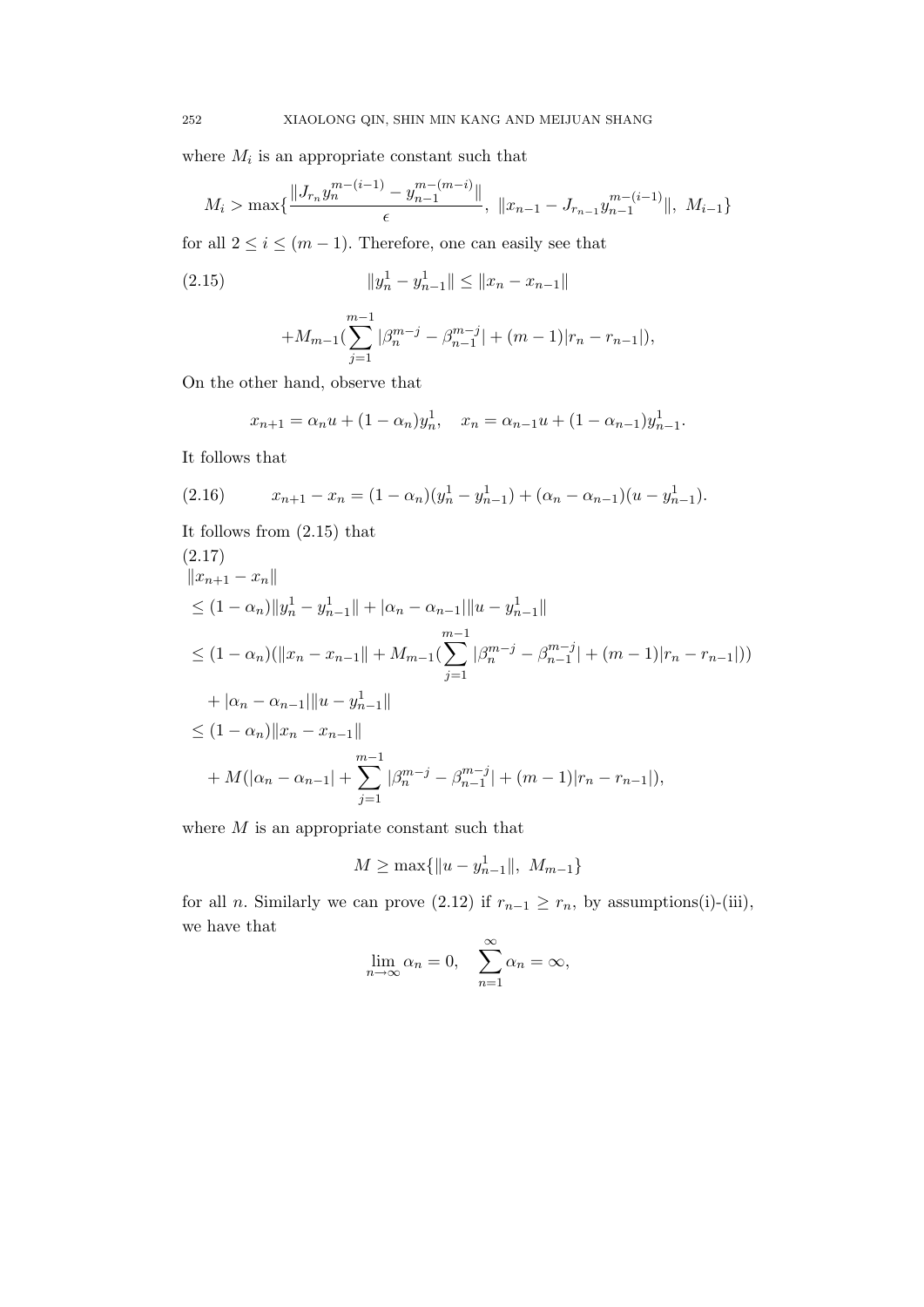where $M_i$ is an appropriate constant such that

$$M_i > \max\{\frac{\|J_{r_n}y_n^{m-(i-1)} - y_{n-1}^{m-(m-i)}\|}{\epsilon},\ \|x_{n-1} - J_{r_{n-1}}y_{n-1}^{m-(i-1)}\|,\ M_{i-1}\}$$

for all $2 \leq i \leq (m-1)$. Therefore, one can easily see that

$$\|y_n^1 - y_{n-1}^1\| \leq \|x_n - x_{n-1}\| \tag{2.15}$$

$$+M_{m-1}(\sum_{j=1}^{m-1}|\beta_n^{m-j} - \beta_{n-1}^{m-j}| + (m-1)|r_n - r_{n-1}|),$$

On the other hand, observe that

$$x_{n+1} = \alpha_n u + (1-\alpha_n)y_n^1, \quad x_n = \alpha_{n-1}u + (1-\alpha_{n-1})y_{n-1}^1.$$

It follows that

$$x_{n+1} - x_n = (1-\alpha_n)(y_n^1 - y_{n-1}^1) + (\alpha_n - \alpha_{n-1})(u - y_{n-1}^1). \tag{2.16}$$

It follows from (2.15) that

(2.17)

$$\begin{aligned}
&\|x_{n+1} - x_n\| \\
&\leq (1-\alpha_n)\|y_n^1 - y_{n-1}^1\| + |\alpha_n - \alpha_{n-1}|\|u - y_{n-1}^1\| \\
&\leq (1-\alpha_n)(\|x_n - x_{n-1}\| + M_{m-1}(\sum_{j=1}^{m-1}|\beta_n^{m-j} - \beta_{n-1}^{m-j}| + (m-1)|r_n - r_{n-1}|)) \\
&\quad + |\alpha_n - \alpha_{n-1}|\|u - y_{n-1}^1\| \\
&\leq (1-\alpha_n)\|x_n - x_{n-1}\| \\
&\quad + M(|\alpha_n - \alpha_{n-1}| + \sum_{j=1}^{m-1}|\beta_n^{m-j} - \beta_{n-1}^{m-j}| + (m-1)|r_n - r_{n-1}|),
\end{aligned}$$

where $M$ is an appropriate constant such that

$$M \geq \max\{\|u - y_{n-1}^1\|,\ M_{m-1}\}$$

for all $n$. Similarly we can prove (2.12) if $r_{n-1} \geq r_n$, by assumptions(i)-(iii), we have that

$$\lim_{n\to\infty}\alpha_n = 0, \quad \sum_{n=1}^{\infty}\alpha_n = \infty,$$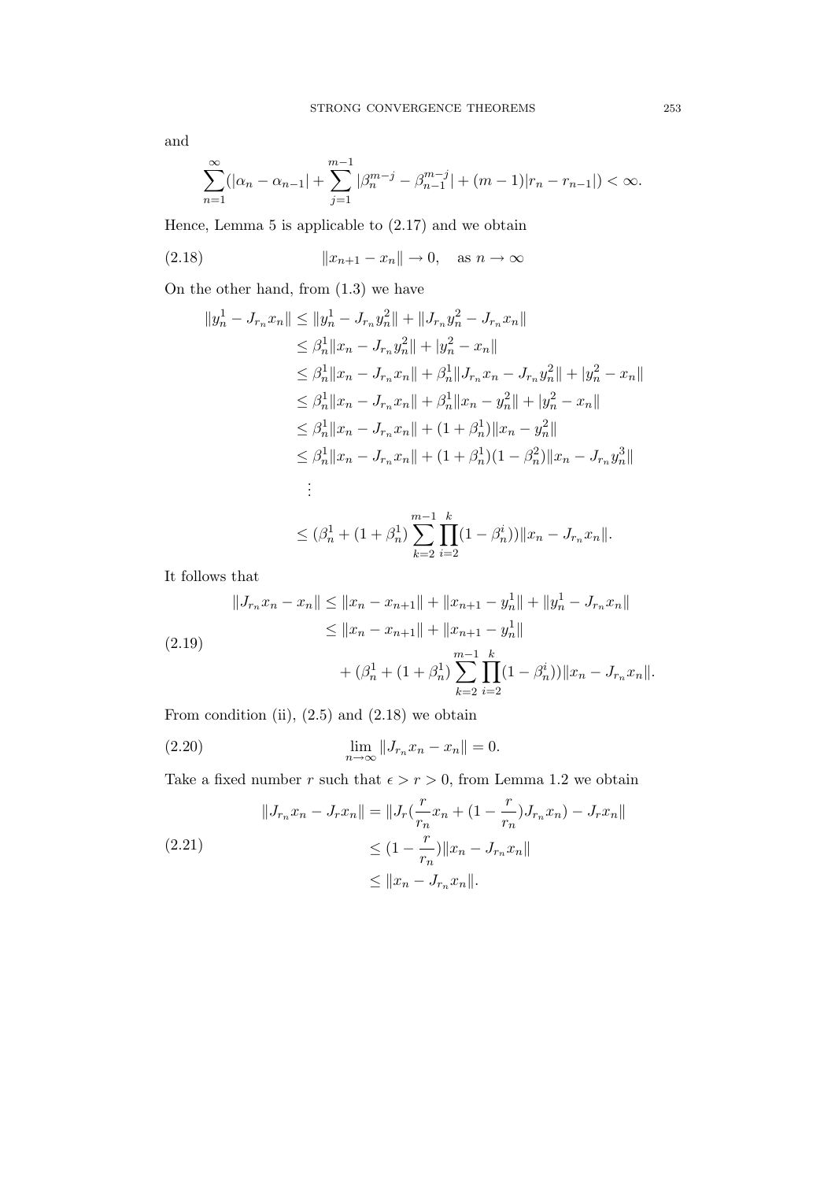and

$$\sum_{n=1}^{\infty}(|\alpha_n - \alpha_{n-1}| + \sum_{j=1}^{m-1}|\beta_n^{m-j} - \beta_{n-1}^{m-j}| + (m-1)|r_n - r_{n-1}|) < \infty.$$

Hence, Lemma 5 is applicable to (2.17) and we obtain

$$\|x_{n+1} - x_n\| \to 0, \quad \text{as } n \to \infty \tag{2.18}$$

On the other hand, from (1.3) we have

$$\begin{aligned}
\|y_n^1 - J_{r_n}x_n\| &\le \|y_n^1 - J_{r_n}y_n^2\| + \|J_{r_n}y_n^2 - J_{r_n}x_n\| \\
&\le \beta_n^1\|x_n - J_{r_n}y_n^2\| + |y_n^2 - x_n\| \\
&\le \beta_n^1\|x_n - J_{r_n}x_n\| + \beta_n^1\|J_{r_n}x_n - J_{r_n}y_n^2\| + |y_n^2 - x_n\| \\
&\le \beta_n^1\|x_n - J_{r_n}x_n\| + \beta_n^1\|x_n - y_n^2\| + |y_n^2 - x_n\| \\
&\le \beta_n^1\|x_n - J_{r_n}x_n\| + (1+\beta_n^1)\|x_n - y_n^2\| \\
&\le \beta_n^1\|x_n - J_{r_n}x_n\| + (1+\beta_n^1)(1-\beta_n^2)\|x_n - J_{r_n}y_n^3\| \\
&\ \ \vdots \\
&\le (\beta_n^1 + (1+\beta_n^1)\sum_{k=2}^{m-1}\prod_{i=2}^{k}(1-\beta_n^i))\|x_n - J_{r_n}x_n\|.
\end{aligned}$$

It follows that

$$\begin{aligned}
\|J_{r_n}x_n - x_n\| &\le \|x_n - x_{n+1}\| + \|x_{n+1} - y_n^1\| + \|y_n^1 - J_{r_n}x_n\| \\
&\le \|x_n - x_{n+1}\| + \|x_{n+1} - y_n^1\| \\
&\qquad + (\beta_n^1 + (1+\beta_n^1)\sum_{k=2}^{m-1}\prod_{i=2}^{k}(1-\beta_n^i))\|x_n - J_{r_n}x_n\|.
\end{aligned} \tag{2.19}$$

From condition (ii), (2.5) and (2.18) we obtain

$$\lim_{n\to\infty}\|J_{r_n}x_n - x_n\| = 0. \tag{2.20}$$

Take a fixed number $r$ such that $\epsilon > r > 0$, from Lemma 1.2 we obtain

$$\begin{aligned}
\|J_{r_n}x_n - J_r x_n\| &= \|J_r(\frac{r}{r_n}x_n + (1-\frac{r}{r_n})J_{r_n}x_n) - J_r x_n\| \\
&\le (1-\frac{r}{r_n})\|x_n - J_{r_n}x_n\| \\
&\le \|x_n - J_{r_n}x_n\|.
\end{aligned} \tag{2.21}$$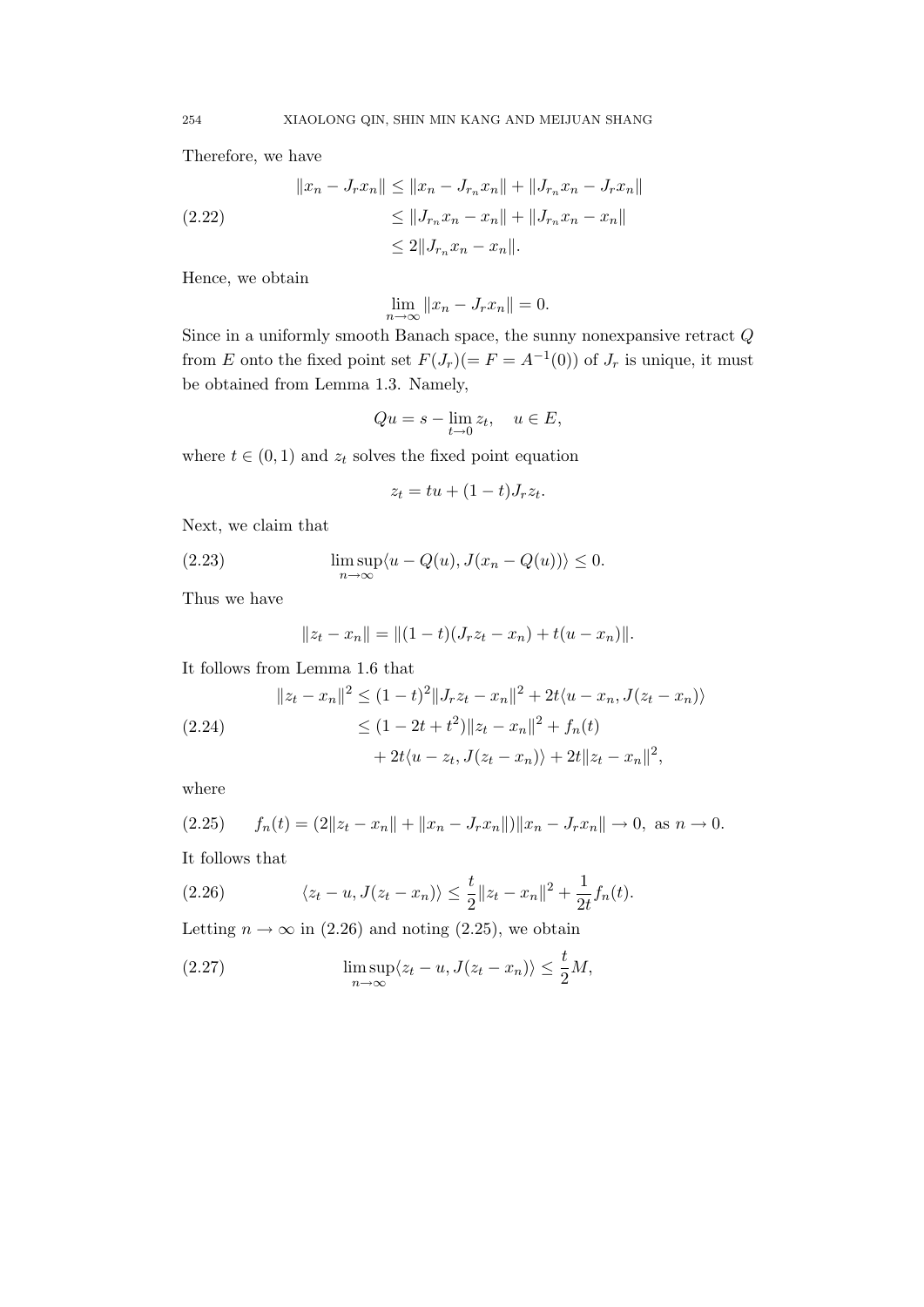Therefore, we have

$$
\begin{aligned}
\|x_n - J_r x_n\| &\leq \|x_n - J_{r_n} x_n\| + \|J_{r_n} x_n - J_r x_n\| \\
&\leq \|J_{r_n} x_n - x_n\| + \|J_{r_n} x_n - x_n\| \\
&\leq 2\|J_{r_n} x_n - x_n\|.
\end{aligned}
\tag{2.22}
$$

Hence, we obtain

$$
\lim_{n\to\infty} \|x_n - J_r x_n\| = 0.
$$

Since in a uniformly smooth Banach space, the sunny nonexpansive retract $Q$ from $E$ onto the fixed point set $F(J_r)(= F = A^{-1}(0))$ of $J_r$ is unique, it must be obtained from Lemma 1.3. Namely,

$$
Qu = s - \lim_{t\to 0} z_t, \quad u \in E,
$$

where $t \in (0, 1)$ and $z_t$ solves the fixed point equation

$$
z_t = tu + (1-t)J_r z_t.
$$

Next, we claim that

$$
\limsup_{n\to\infty} \langle u - Q(u), J(x_n - Q(u))\rangle \leq 0.
\tag{2.23}
$$

Thus we have

$$
\|z_t - x_n\| = \|(1-t)(J_r z_t - x_n) + t(u - x_n)\|.
$$

It follows from Lemma 1.6 that

$$
\begin{aligned}
\|z_t - x_n\|^2 &\leq (1-t)^2\|J_r z_t - x_n\|^2 + 2t\langle u - x_n, J(z_t - x_n)\rangle \\
&\leq (1 - 2t + t^2)\|z_t - x_n\|^2 + f_n(t) \\
&\quad + 2t\langle u - z_t, J(z_t - x_n)\rangle + 2t\|z_t - x_n\|^2,
\end{aligned}
\tag{2.24}
$$

where

$$
f_n(t) = (2\|z_t - x_n\| + \|x_n - J_r x_n\|)\|x_n - J_r x_n\| \to 0, \text{ as } n \to 0.
\tag{2.25}
$$

It follows that

$$
\langle z_t - u, J(z_t - x_n)\rangle \leq \frac{t}{2}\|z_t - x_n\|^2 + \frac{1}{2t} f_n(t).
\tag{2.26}
$$

Letting $n \to \infty$ in (2.26) and noting (2.25), we obtain

$$
\limsup_{n\to\infty} \langle z_t - u, J(z_t - x_n)\rangle \leq \frac{t}{2} M,
\tag{2.27}
$$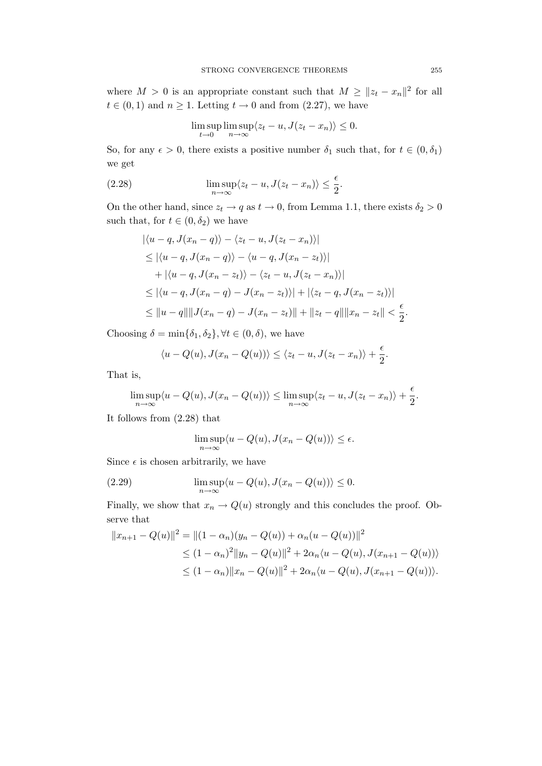where $M > 0$ is an appropriate constant such that $M \geq \|z_t - x_n\|^2$ for all $t \in (0,1)$ and $n \geq 1$. Letting $t \to 0$ and from (2.27), we have

$$\limsup_{t\to 0}\limsup_{n\to\infty}\langle z_t - u, J(z_t - x_n)\rangle \leq 0.$$

So, for any $\epsilon > 0$, there exists a positive number $\delta_1$ such that, for $t \in (0, \delta_1)$ we get

$$\limsup_{n\to\infty}\langle z_t - u, J(z_t - x_n)\rangle \leq \frac{\epsilon}{2}. \tag{2.28}$$

On the other hand, since $z_t \to q$ as $t \to 0$, from Lemma 1.1, there exists $\delta_2 > 0$ such that, for $t \in (0, \delta_2)$ we have

$$\begin{aligned}
&|\langle u - q, J(x_n - q)\rangle - \langle z_t - u, J(z_t - x_n)\rangle| \\
&\leq |\langle u - q, J(x_n - q)\rangle - \langle u - q, J(x_n - z_t)\rangle| \\
&\quad + |\langle u - q, J(x_n - z_t)\rangle - \langle z_t - u, J(z_t - x_n)\rangle| \\
&\leq |\langle u - q, J(x_n - q) - J(x_n - z_t)\rangle| + |\langle z_t - q, J(x_n - z_t)\rangle| \\
&\leq \|u - q\|\|J(x_n - q) - J(x_n - z_t)\| + \|z_t - q\|\|x_n - z_t\| < \frac{\epsilon}{2}.
\end{aligned}$$

Choosing $\delta = \min\{\delta_1, \delta_2\}, \forall t \in (0, \delta)$, we have

$$\langle u - Q(u), J(x_n - Q(u))\rangle \leq \langle z_t - u, J(z_t - x_n)\rangle + \frac{\epsilon}{2}.$$

That is,

$$\limsup_{n\to\infty}\langle u - Q(u), J(x_n - Q(u))\rangle \leq \limsup_{n\to\infty}\langle z_t - u, J(z_t - x_n)\rangle + \frac{\epsilon}{2}.$$

It follows from (2.28) that

$$\limsup_{n\to\infty}\langle u - Q(u), J(x_n - Q(u))\rangle \leq \epsilon.$$

Since $\epsilon$ is chosen arbitrarily, we have

$$\limsup_{n\to\infty}\langle u - Q(u), J(x_n - Q(u))\rangle \leq 0. \tag{2.29}$$

Finally, we show that $x_n \to Q(u)$ strongly and this concludes the proof. Observe that

$$\begin{aligned}
\|x_{n+1} - Q(u)\|^2 &= \|(1-\alpha_n)(y_n - Q(u)) + \alpha_n(u - Q(u))\|^2 \\
&\leq (1-\alpha_n)^2\|y_n - Q(u)\|^2 + 2\alpha_n\langle u - Q(u), J(x_{n+1} - Q(u))\rangle \\
&\leq (1-\alpha_n)\|x_n - Q(u)\|^2 + 2\alpha_n\langle u - Q(u), J(x_{n+1} - Q(u))\rangle.
\end{aligned}$$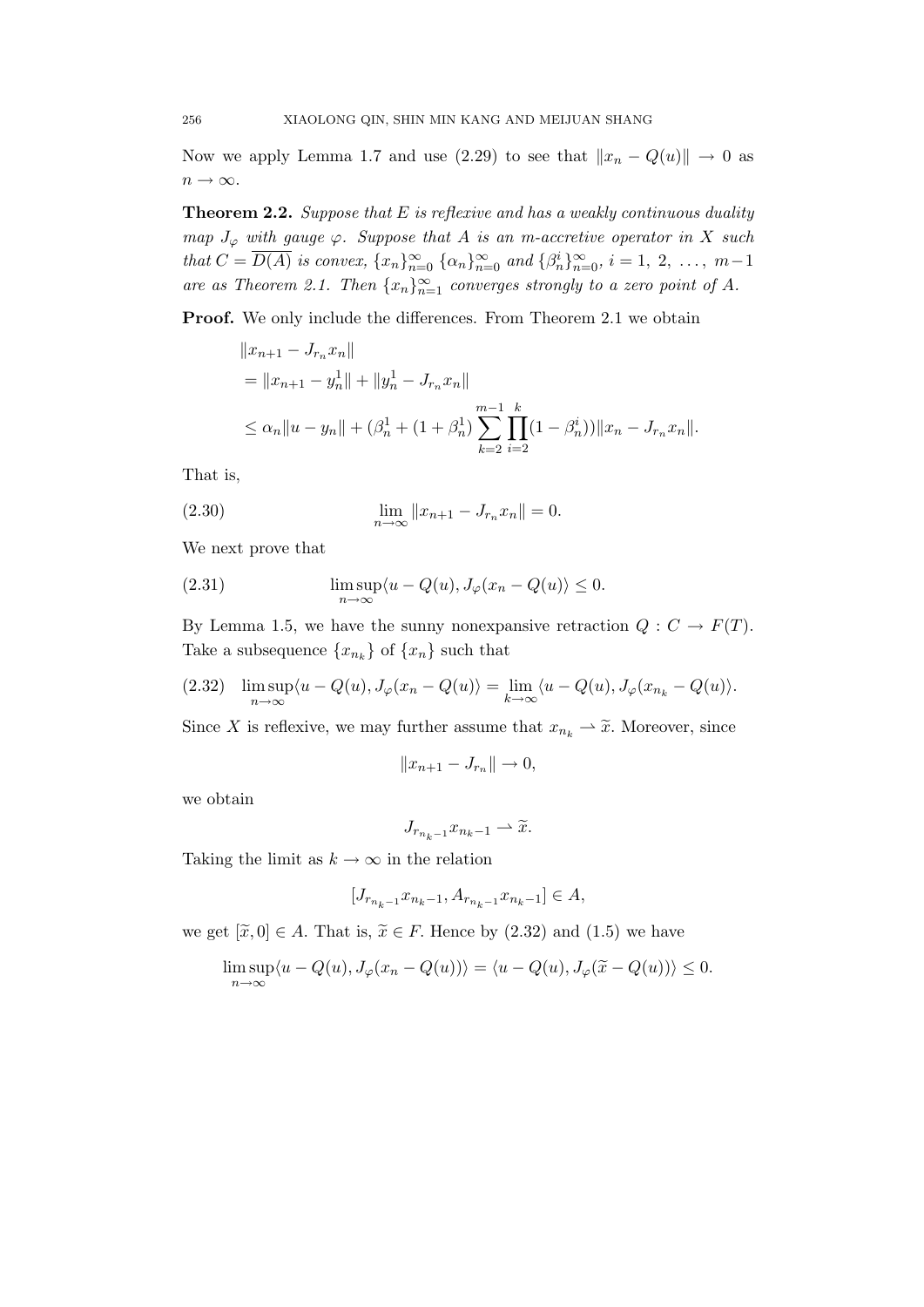Now we apply Lemma 1.7 and use (2.29) to see that $\|x_n - Q(u)\| \to 0$ as $n \to \infty$.

**Theorem 2.2.** *Suppose that $E$ is reflexive and has a weakly continuous duality map $J_\varphi$ with gauge $\varphi$. Suppose that $A$ is an m-accretive operator in $X$ such that $C = \overline{D(A)}$ is convex, $\{x_n\}_{n=0}^\infty$ $\{\alpha_n\}_{n=0}^\infty$ and $\{\beta_n^i\}_{n=0}^\infty$, $i = 1, 2, \ldots, m-1$ are as Theorem 2.1. Then $\{x_n\}_{n=1}^\infty$ converges strongly to a zero point of $A$.*

**Proof.** We only include the differences. From Theorem 2.1 we obtain

$$
\begin{aligned}
&\|x_{n+1} - J_{r_n}x_n\| \\
&= \|x_{n+1} - y_n^1\| + \|y_n^1 - J_{r_n}x_n\| \\
&\leq \alpha_n\|u - y_n\| + (\beta_n^1 + (1+\beta_n^1)\sum_{k=2}^{m-1}\prod_{i=2}^{k}(1-\beta_n^i))\|x_n - J_{r_n}x_n\|.
\end{aligned}
$$

That is,

$$
\lim_{n\to\infty}\|x_{n+1} - J_{r_n}x_n\| = 0. \tag{2.30}
$$

We next prove that

$$
\limsup_{n\to\infty}\langle u - Q(u), J_\varphi(x_n - Q(u)\rangle \leq 0. \tag{2.31}
$$

By Lemma 1.5, we have the sunny nonexpansive retraction $Q : C \to F(T)$. Take a subsequence $\{x_{n_k}\}$ of $\{x_n\}$ such that

$$
\limsup_{n\to\infty}\langle u - Q(u), J_\varphi(x_n - Q(u)\rangle = \lim_{k\to\infty}\langle u - Q(u), J_\varphi(x_{n_k} - Q(u)\rangle. \tag{2.32}
$$

Since $X$ is reflexive, we may further assume that $x_{n_k} \rightharpoonup \widetilde{x}$. Moreover, since

$$
\|x_{n+1} - J_{r_n}\| \to 0,
$$

we obtain

$$
J_{r_{n_k-1}}x_{n_k-1} \rightharpoonup \widetilde{x}.
$$

Taking the limit as $k \to \infty$ in the relation

$$
[J_{r_{n_k-1}}x_{n_k-1}, A_{r_{n_k-1}}x_{n_k-1}] \in A,
$$

we get $[\widetilde{x}, 0] \in A$. That is, $\widetilde{x} \in F$. Hence by (2.32) and (1.5) we have

$$
\limsup_{n\to\infty}\langle u - Q(u), J_\varphi(x_n - Q(u))\rangle = \langle u - Q(u), J_\varphi(\widetilde{x} - Q(u))\rangle \leq 0.
$$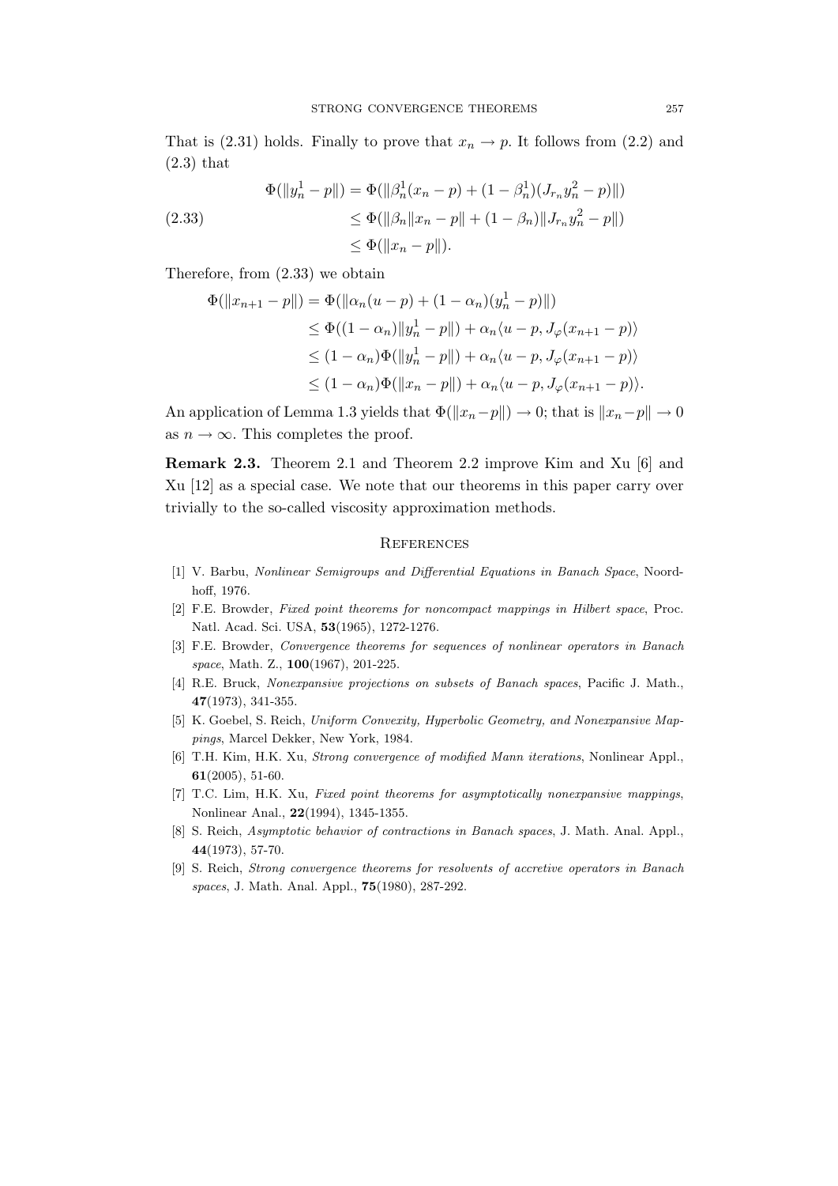That is (2.31) holds. Finally to prove that $x_n \to p$. It follows from (2.2) and (2.3) that

$$
\begin{aligned}
\Phi(\|y_n^1 - p\|) &= \Phi(\|\beta_n^1(x_n - p) + (1 - \beta_n^1)(J_{r_n} y_n^2 - p)\|) \\
&\leq \Phi(\|\beta_n\|x_n - p\| + (1 - \beta_n)\|J_{r_n} y_n^2 - p\|) \\
&\leq \Phi(\|x_n - p\|).
\end{aligned} \tag{2.33}
$$

Therefore, from (2.33) we obtain

$$
\begin{aligned}
\Phi(\|x_{n+1} - p\|) &= \Phi(\|\alpha_n(u - p) + (1 - \alpha_n)(y_n^1 - p)\|) \\
&\leq \Phi((1 - \alpha_n)\|y_n^1 - p\|) + \alpha_n\langle u - p, J_\varphi(x_{n+1} - p)\rangle \\
&\leq (1 - \alpha_n)\Phi(\|y_n^1 - p\|) + \alpha_n\langle u - p, J_\varphi(x_{n+1} - p)\rangle \\
&\leq (1 - \alpha_n)\Phi(\|x_n - p\|) + \alpha_n\langle u - p, J_\varphi(x_{n+1} - p)\rangle.
\end{aligned}
$$

An application of Lemma 1.3 yields that $\Phi(\|x_n - p\|) \to 0$; that is $\|x_n - p\| \to 0$ as $n \to \infty$. This completes the proof.

**Remark 2.3.** Theorem 2.1 and Theorem 2.2 improve Kim and Xu [6] and Xu [12] as a special case. We note that our theorems in this paper carry over trivially to the so-called viscosity approximation methods.

## References

[1] V. Barbu, *Nonlinear Semigroups and Differential Equations in Banach Space*, Noordhoff, 1976.

[2] F.E. Browder, *Fixed point theorems for noncompact mappings in Hilbert space*, Proc. Natl. Acad. Sci. USA, **53**(1965), 1272-1276.

[3] F.E. Browder, *Convergence theorems for sequences of nonlinear operators in Banach space*, Math. Z., **100**(1967), 201-225.

[4] R.E. Bruck, *Nonexpansive projections on subsets of Banach spaces*, Pacific J. Math., **47**(1973), 341-355.

[5] K. Goebel, S. Reich, *Uniform Convexity, Hyperbolic Geometry, and Nonexpansive Mappings*, Marcel Dekker, New York, 1984.

[6] T.H. Kim, H.K. Xu, *Strong convergence of modified Mann iterations*, Nonlinear Appl., **61**(2005), 51-60.

[7] T.C. Lim, H.K. Xu, *Fixed point theorems for asymptotically nonexpansive mappings*, Nonlinear Anal., **22**(1994), 1345-1355.

[8] S. Reich, *Asymptotic behavior of contractions in Banach spaces*, J. Math. Anal. Appl., **44**(1973), 57-70.

[9] S. Reich, *Strong convergence theorems for resolvents of accretive operators in Banach spaces*, J. Math. Anal. Appl., **75**(1980), 287-292.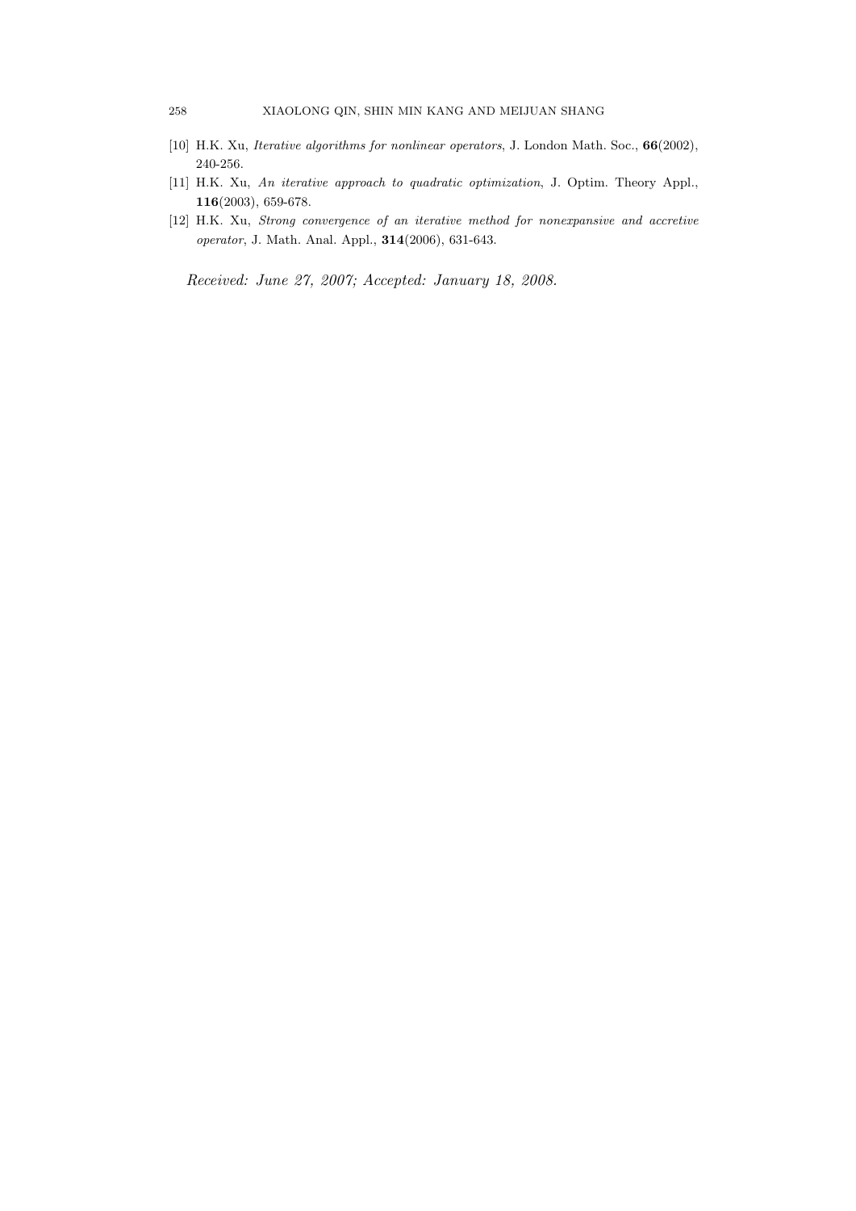[10] H.K. Xu, *Iterative algorithms for nonlinear operators*, J. London Math. Soc., **66**(2002), 240-256.

[11] H.K. Xu, *An iterative approach to quadratic optimization*, J. Optim. Theory Appl., **116**(2003), 659-678.

[12] H.K. Xu, *Strong convergence of an iterative method for nonexpansive and accretive operator*, J. Math. Anal. Appl., **314**(2006), 631-643.

*Received: June 27, 2007; Accepted: January 18, 2008.*